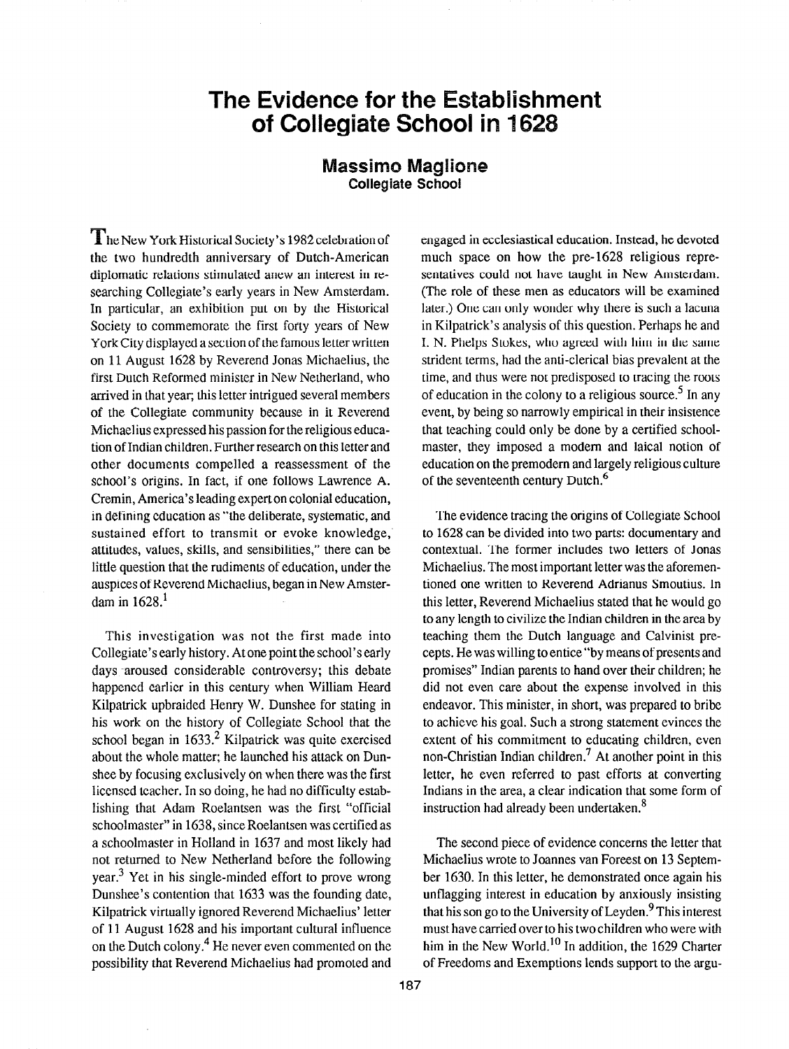# The Evidence for the Establishment of Collegiate School in 1628

**Massimo Maglione**
**Collegiate School**

The New York Historical Society's 1982 celebration of the two hundredth anniversary of Dutch-American diplomatic relations stimulated anew an interest in researching Collegiate's early years in New Amsterdam. In particular, an exhibition put on by the Historical Society to commemorate the first forty years of New York City displayed a section of the famous letter written on 11 August 1628 by Reverend Jonas Michaelius, the first Dutch Reformed minister in New Netherland, who arrived in that year; this letter intrigued several members of the Collegiate community because in it Reverend Michaelius expressed his passion for the religious education of Indian children. Further research on this letter and other documents compelled a reassessment of the school's origins. In fact, if one follows Lawrence A. Cremin, America's leading expert on colonial education, in defining education as "the deliberate, systematic, and sustained effort to transmit or evoke knowledge, attitudes, values, skills, and sensibilities," there can be little question that the rudiments of education, under the auspices of Reverend Michaelius, began in New Amsterdam in 1628.[1]

This investigation was not the first made into Collegiate's early history. At one point the school's early days aroused considerable controversy; this debate happened earlier in this century when William Heard Kilpatrick upbraided Henry W. Dunshee for stating in his work on the history of Collegiate School that the school began in 1633.[2] Kilpatrick was quite exercised about the whole matter; he launched his attack on Dunshee by focusing exclusively on when there was the first licensed teacher. In so doing, he had no difficulty establishing that Adam Roelantsen was the first "official schoolmaster" in 1638, since Roelantsen was certified as a schoolmaster in Holland in 1637 and most likely had not returned to New Netherland before the following year.[3] Yet in his single-minded effort to prove wrong Dunshee's contention that 1633 was the founding date, Kilpatrick virtually ignored Reverend Michaelius' letter of 11 August 1628 and his important cultural influence on the Dutch colony.[4] He never even commented on the possibility that Reverend Michaelius had promoted and engaged in ecclesiastical education. Instead, he devoted much space on how the pre-1628 religious representatives could not have taught in New Amsterdam. (The role of these men as educators will be examined later.) One can only wonder why there is such a lacuna in Kilpatrick's analysis of this question. Perhaps he and I. N. Phelps Stokes, who agreed with him in the same strident terms, had the anti-clerical bias prevalent at the time, and thus were not predisposed to tracing the roots of education in the colony to a religious source.[5] In any event, by being so narrowly empirical in their insistence that teaching could only be done by a certified schoolmaster, they imposed a modern and laical notion of education on the premodern and largely religious culture of the seventeenth century Dutch.[6]

The evidence tracing the origins of Collegiate School to 1628 can be divided into two parts: documentary and contextual. The former includes two letters of Jonas Michaelius. The most important letter was the aforementioned one written to Reverend Adrianus Smoutius. In this letter, Reverend Michaelius stated that he would go to any length to civilize the Indian children in the area by teaching them the Dutch language and Calvinist precepts. He was willing to entice "by means of presents and promises" Indian parents to hand over their children; he did not even care about the expense involved in this endeavor. This minister, in short, was prepared to bribe to achieve his goal. Such a strong statement evinces the extent of his commitment to educating children, even non-Christian Indian children.[7] At another point in this letter, he even referred to past efforts at converting Indians in the area, a clear indication that some form of instruction had already been undertaken.[8]

The second piece of evidence concerns the letter that Michaelius wrote to Joannes van Foreest on 13 September 1630. In this letter, he demonstrated once again his unflagging interest in education by anxiously insisting that his son go to the University of Leyden.[9] This interest must have carried over to his two children who were with him in the New World.[10] In addition, the 1629 Charter of Freedoms and Exemptions lends support to the argu-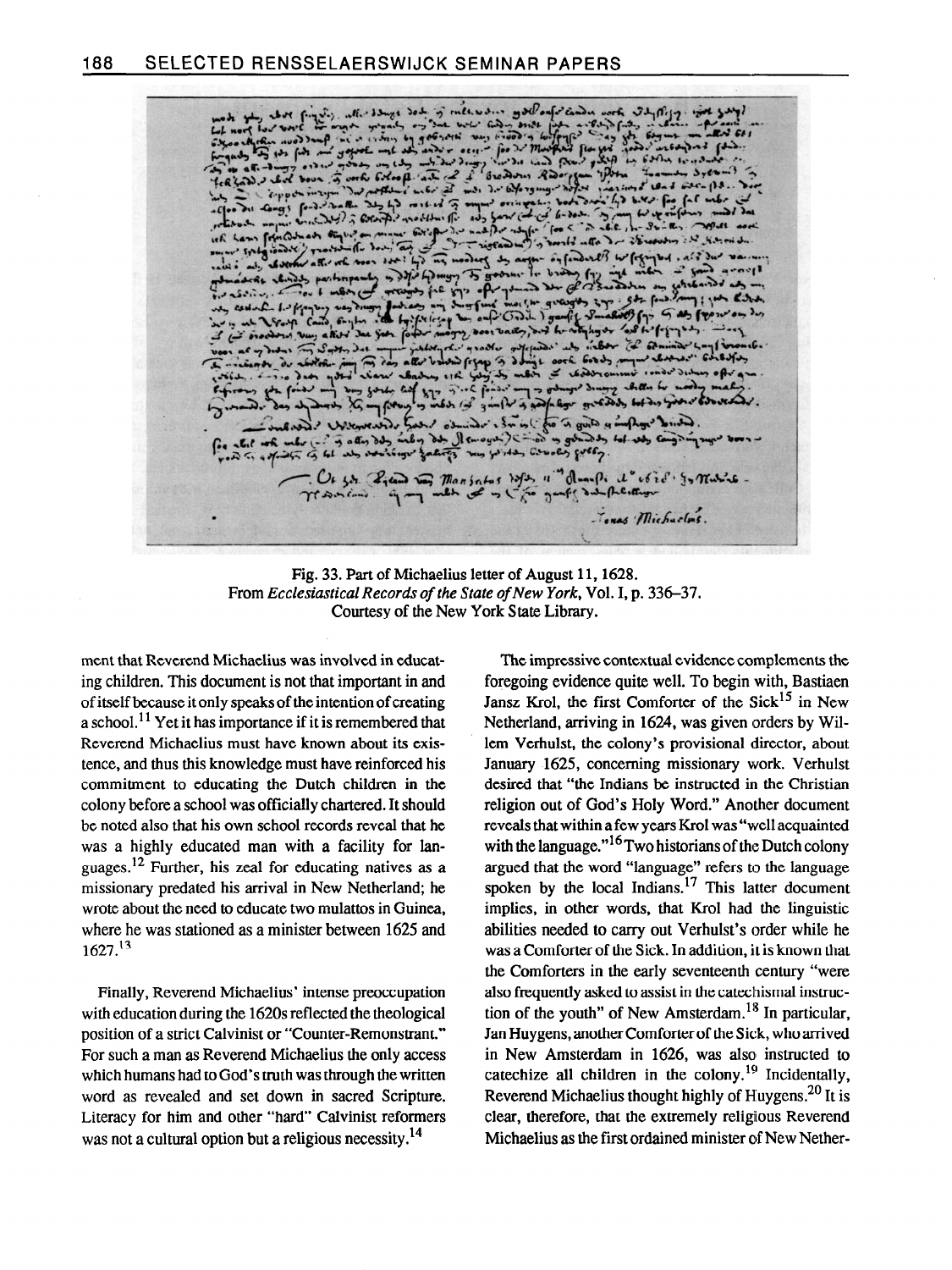Fig. 33. Part of Michaelius letter of August 11, 1628.
From *Ecclesiastical Records of the State of New York*, Vol. I, p. 336–37.
Courtesy of the New York State Library.

ment that Reverend Michaelius was involved in educating children. This document is not that important in and of itself because it only speaks of the intention of creating a school.[11] Yet it has importance if it is remembered that Reverend Michaelius must have known about its existence, and thus this knowledge must have reinforced his commitment to educating the Dutch children in the colony before a school was officially chartered. It should be noted also that his own school records reveal that he was a highly educated man with a facility for languages.[12] Further, his zeal for educating natives as a missionary predated his arrival in New Netherland; he wrote about the need to educate two mulattos in Guinea, where he was stationed as a minister between 1625 and 1627.[13]

Finally, Reverend Michaelius' intense preoccupation with education during the 1620s reflected the theological position of a strict Calvinist or "Counter-Remonstrant." For such a man as Reverend Michaelius the only access which humans had to God's truth was through the written word as revealed and set down in sacred Scripture. Literacy for him and other "hard" Calvinist reformers was not a cultural option but a religious necessity.[14]

The impressive contextual evidence complements the foregoing evidence quite well. To begin with, Bastiaen Jansz Krol, the first Comforter of the Sick[15] in New Netherland, arriving in 1624, was given orders by Willem Verhulst, the colony's provisional director, about January 1625, concerning missionary work. Verhulst desired that "the Indians be instructed in the Christian religion out of God's Holy Word." Another document reveals that within a few years Krol was "well acquainted with the language."[16] Two historians of the Dutch colony argued that the word "language" refers to the language spoken by the local Indians.[17] This latter document implies, in other words, that Krol had the linguistic abilities needed to carry out Verhulst's order while he was a Comforter of the Sick. In addition, it is known that the Comforters in the early seventeenth century "were also frequently asked to assist in the catechismal instruction of the youth" of New Amsterdam.[18] In particular, Jan Huygens, another Comforter of the Sick, who arrived in New Amsterdam in 1626, was also instructed to catechize all children in the colony.[19] Incidentally, Reverend Michaelius thought highly of Huygens.[20] It is clear, therefore, that the extremely religious Reverend Michaelius as the first ordained minister of New Nether-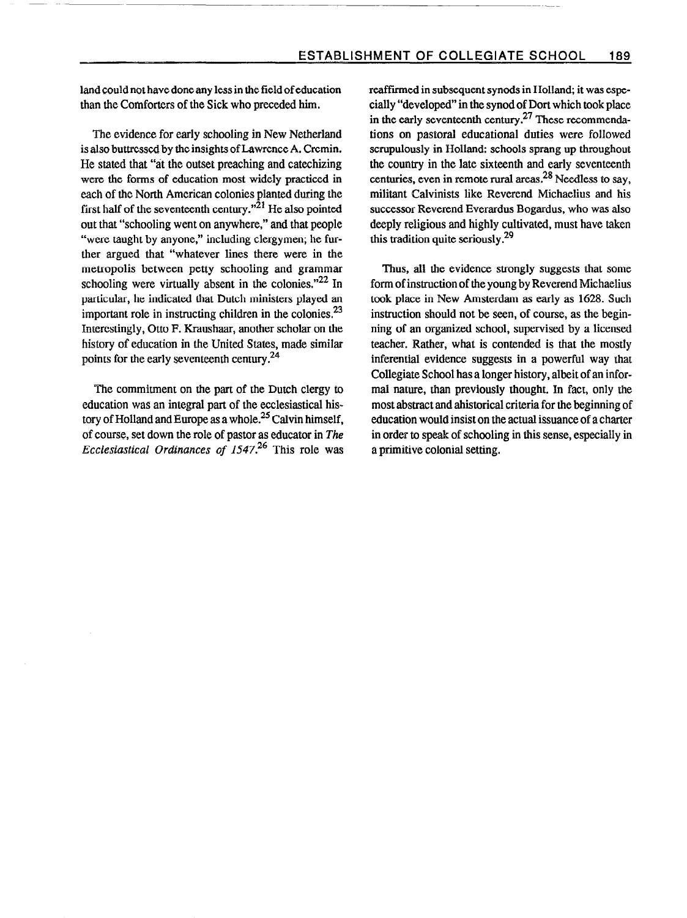land could not have done any less in the field of education than the Comforters of the Sick who preceded him.

The evidence for early schooling in New Netherland is also buttressed by the insights of Lawrence A. Cremin. He stated that "at the outset preaching and catechizing were the forms of education most widely practiced in each of the North American colonies planted during the first half of the seventeenth century."[21] He also pointed out that "schooling went on anywhere," and that people "were taught by anyone," including clergymen; he further argued that "whatever lines there were in the metropolis between petty schooling and grammar schooling were virtually absent in the colonies."[22] In particular, he indicated that Dutch ministers played an important role in instructing children in the colonies.[23] Interestingly, Otto F. Kraushaar, another scholar on the history of education in the United States, made similar points for the early seventeenth century.[24]

The commitment on the part of the Dutch clergy to education was an integral part of the ecclesiastical history of Holland and Europe as a whole.[25] Calvin himself, of course, set down the role of pastor as educator in *The Ecclesiastical Ordinances of 1547*.[26] This role was reaffirmed in subsequent synods in Holland; it was especially "developed" in the synod of Dort which took place in the early seventeenth century.[27] These recommendations on pastoral educational duties were followed scrupulously in Holland: schools sprang up throughout the country in the late sixteenth and early seventeenth centuries, even in remote rural areas.[28] Needless to say, militant Calvinists like Reverend Michaelius and his successor Reverend Everardus Bogardus, who was also deeply religious and highly cultivated, must have taken this tradition quite seriously.[29]

Thus, all the evidence strongly suggests that some form of instruction of the young by Reverend Michaelius took place in New Amsterdam as early as 1628. Such instruction should not be seen, of course, as the beginning of an organized school, supervised by a licensed teacher. Rather, what is contended is that the mostly inferential evidence suggests in a powerful way that Collegiate School has a longer history, albeit of an informal nature, than previously thought. In fact, only the most abstract and ahistorical criteria for the beginning of education would insist on the actual issuance of a charter in order to speak of schooling in this sense, especially in a primitive colonial setting.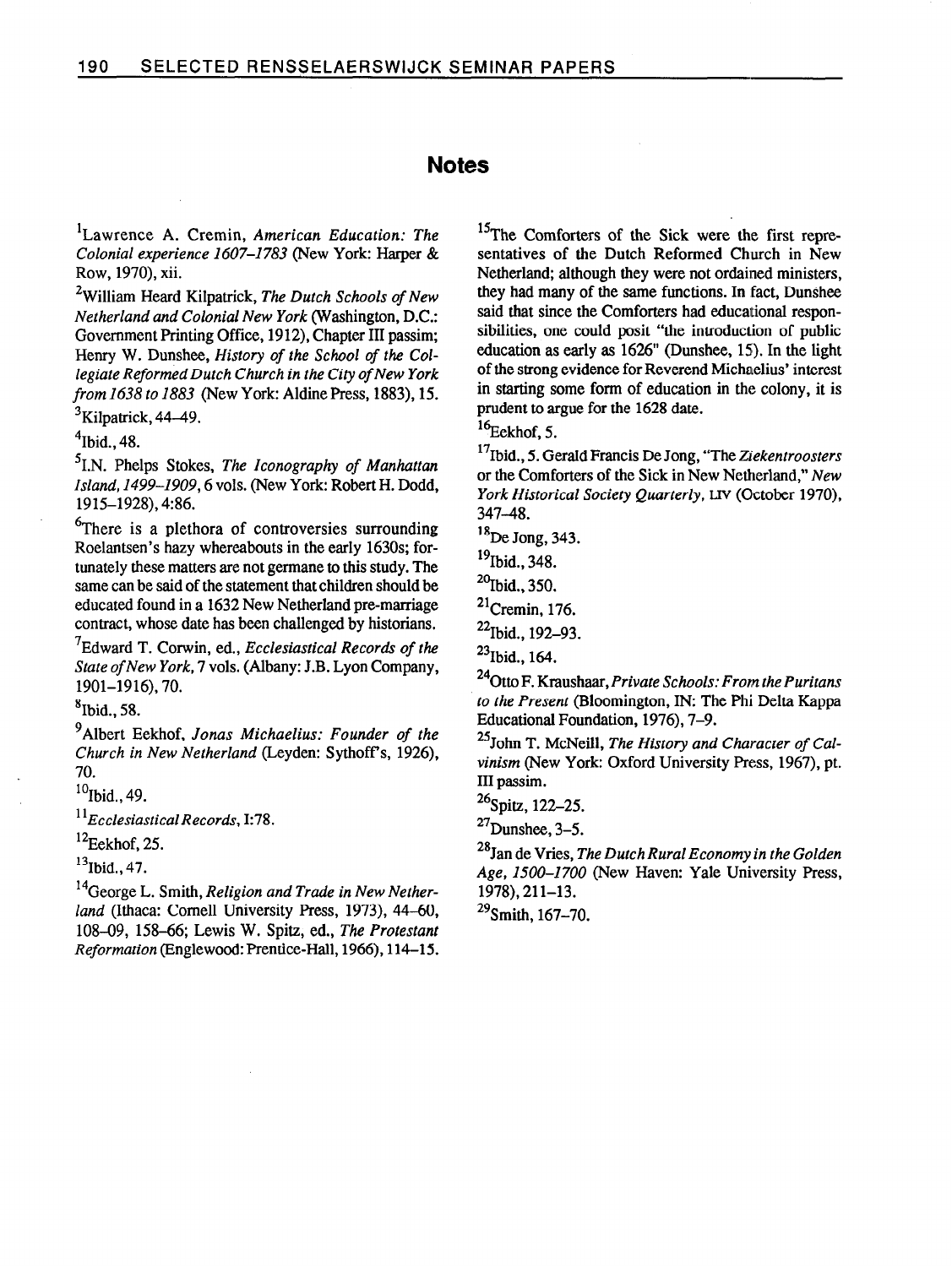## Notes

[1]Lawrence A. Cremin, *American Education: The Colonial experience 1607–1783* (New York: Harper & Row, 1970), xii.

[2]William Heard Kilpatrick, *The Dutch Schools of New Netherland and Colonial New York* (Washington, D.C.: Government Printing Office, 1912), Chapter III passim; Henry W. Dunshee, *History of the School of the Collegiate Reformed Dutch Church in the City of New York from 1638 to 1883* (New York: Aldine Press, 1883), 15.

[3]Kilpatrick, 44–49.

[4]Ibid., 48.

[5]I.N. Phelps Stokes, *The Iconography of Manhattan Island, 1499–1909*, 6 vols. (New York: Robert H. Dodd, 1915–1928), 4:86.

[6]There is a plethora of controversies surrounding Roelantsen's hazy whereabouts in the early 1630s; fortunately these matters are not germane to this study. The same can be said of the statement that children should be educated found in a 1632 New Netherland pre-marriage contract, whose date has been challenged by historians.

[7]Edward T. Corwin, ed., *Ecclesiastical Records of the State of New York*, 7 vols. (Albany: J.B. Lyon Company, 1901–1916), 70.

[8]Ibid., 58.

[9]Albert Eekhof, *Jonas Michaelius: Founder of the Church in New Netherland* (Leyden: Sythoff's, 1926), 70.

[10]Ibid., 49.

[11]*Ecclesiastical Records*, I:78.

[12]Eekhof, 25.

[13]Ibid., 47.

[14]George L. Smith, *Religion and Trade in New Netherland* (Ithaca: Cornell University Press, 1973), 44–60, 108–09, 158–66; Lewis W. Spitz, ed., *The Protestant Reformation* (Englewood: Prentice-Hall, 1966), 114–15.

[15]The Comforters of the Sick were the first representatives of the Dutch Reformed Church in New Netherland; although they were not ordained ministers, they had many of the same functions. In fact, Dunshee said that since the Comforters had educational responsibilities, one could posit "the introduction of public education as early as 1626" (Dunshee, 15). In the light of the strong evidence for Reverend Michaelius' interest in starting some form of education in the colony, it is prudent to argue for the 1628 date.

[16]Eekhof, 5.

[17]Ibid., 5. Gerald Francis De Jong, "The *Ziekentroosters* or the Comforters of the Sick in New Netherland," *New York Historical Society Quarterly*, LIV (October 1970), 347–48.

[18]De Jong, 343.

[19]Ibid., 348.

[20]Ibid., 350.

[21]Cremin, 176.

[22]Ibid., 192–93.

[23]Ibid., 164.

[24]Otto F. Kraushaar, *Private Schools: From the Puritans to the Present* (Bloomington, IN: The Phi Delta Kappa Educational Foundation, 1976), 7–9.

[25]John T. McNeill, *The History and Character of Calvinism* (New York: Oxford University Press, 1967), pt. III passim.

[26]Spitz, 122–25.

[27]Dunshee, 3–5.

[28]Jan de Vries, *The Dutch Rural Economy in the Golden Age, 1500–1700* (New Haven: Yale University Press, 1978), 211–13.

[29]Smith, 167–70.